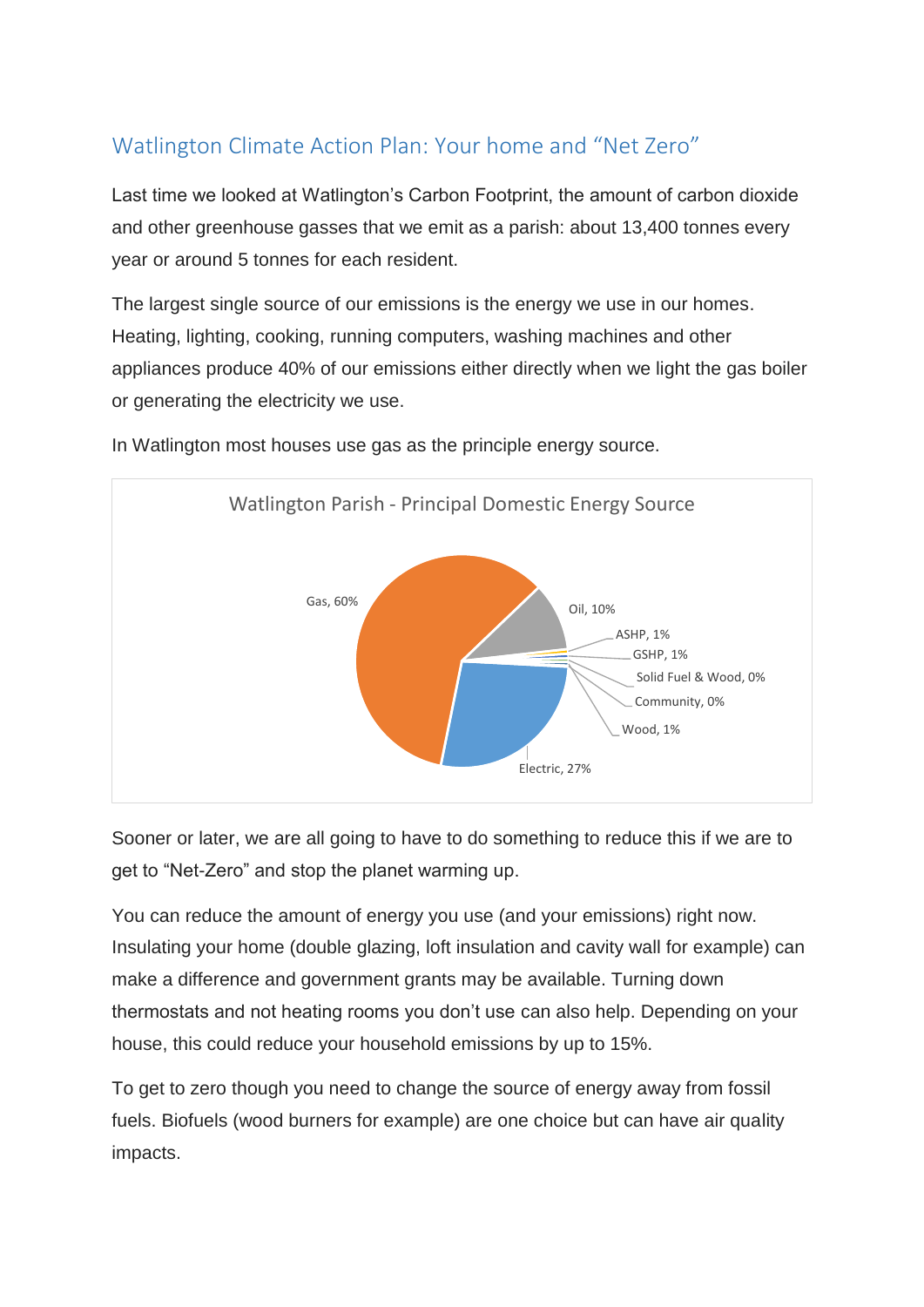## Watlington Climate Action Plan: Your home and "Net Zero"

Last time we looked at Watlington's Carbon Footprint, the amount of carbon dioxide and other greenhouse gasses that we emit as a parish: about 13,400 tonnes every year or around 5 tonnes for each resident.

The largest single source of our emissions is the energy we use in our homes. Heating, lighting, cooking, running computers, washing machines and other appliances produce 40% of our emissions either directly when we light the gas boiler or generating the electricity we use.

In Watlington most houses use gas as the principle energy source.

**Watlington Parish - Principal Domestic Energy Source**

| Energy Source | Share |
| --- | --- |
| Gas | 60% |
| Oil | 10% |
| ASHP | 1% |
| GSHP | 1% |
| Solid Fuel & Wood | 0% |
| Community | 0% |
| Wood | 1% |
| Electric | 27% |

Sooner or later, we are all going to have to do something to reduce this if we are to get to "Net-Zero" and stop the planet warming up.

You can reduce the amount of energy you use (and your emissions) right now. Insulating your home (double glazing, loft insulation and cavity wall for example) can make a difference and government grants may be available. Turning down thermostats and not heating rooms you don't use can also help. Depending on your house, this could reduce your household emissions by up to 15%.

To get to zero though you need to change the source of energy away from fossil fuels. Biofuels (wood burners for example) are one choice but can have air quality impacts.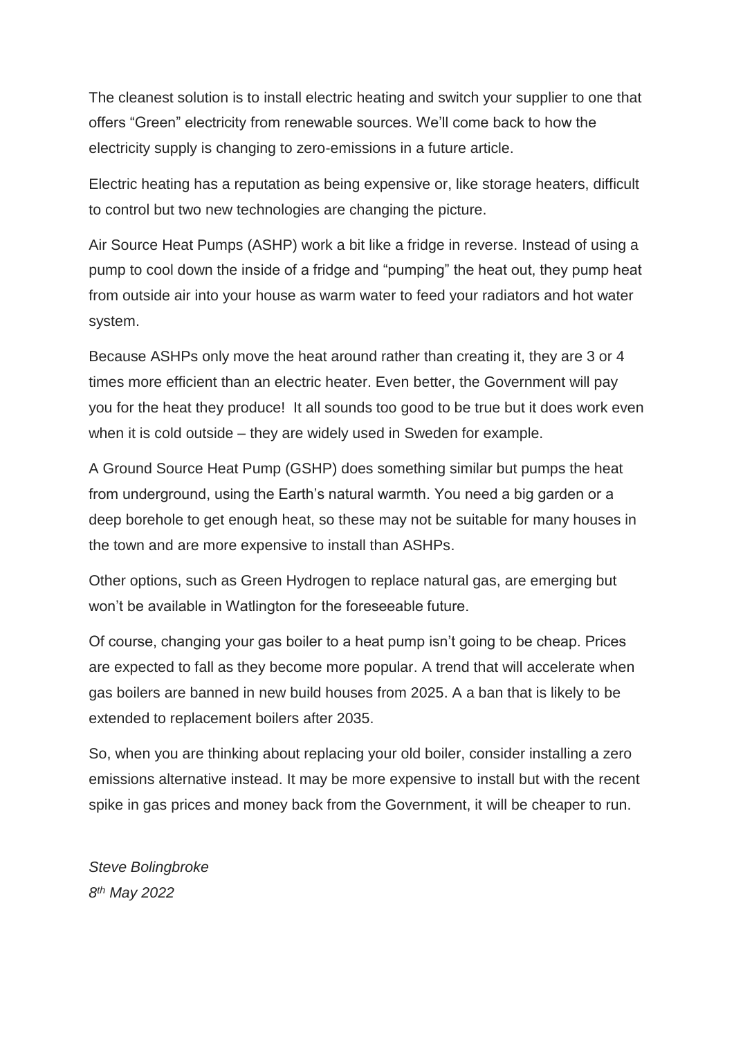The cleanest solution is to install electric heating and switch your supplier to one that offers "Green" electricity from renewable sources. We'll come back to how the electricity supply is changing to zero-emissions in a future article.

Electric heating has a reputation as being expensive or, like storage heaters, difficult to control but two new technologies are changing the picture.

Air Source Heat Pumps (ASHP) work a bit like a fridge in reverse. Instead of using a pump to cool down the inside of a fridge and "pumping" the heat out, they pump heat from outside air into your house as warm water to feed your radiators and hot water system.

Because ASHPs only move the heat around rather than creating it, they are 3 or 4 times more efficient than an electric heater. Even better, the Government will pay you for the heat they produce! It all sounds too good to be true but it does work even when it is cold outside – they are widely used in Sweden for example.

A Ground Source Heat Pump (GSHP) does something similar but pumps the heat from underground, using the Earth's natural warmth. You need a big garden or a deep borehole to get enough heat, so these may not be suitable for many houses in the town and are more expensive to install than ASHPs.

Other options, such as Green Hydrogen to replace natural gas, are emerging but won't be available in Watlington for the foreseeable future.

Of course, changing your gas boiler to a heat pump isn't going to be cheap. Prices are expected to fall as they become more popular. A trend that will accelerate when gas boilers are banned in new build houses from 2025. A a ban that is likely to be extended to replacement boilers after 2035.

So, when you are thinking about replacing your old boiler, consider installing a zero emissions alternative instead. It may be more expensive to install but with the recent spike in gas prices and money back from the Government, it will be cheaper to run.

*Steve Bolingbroke*
*8th May 2022*